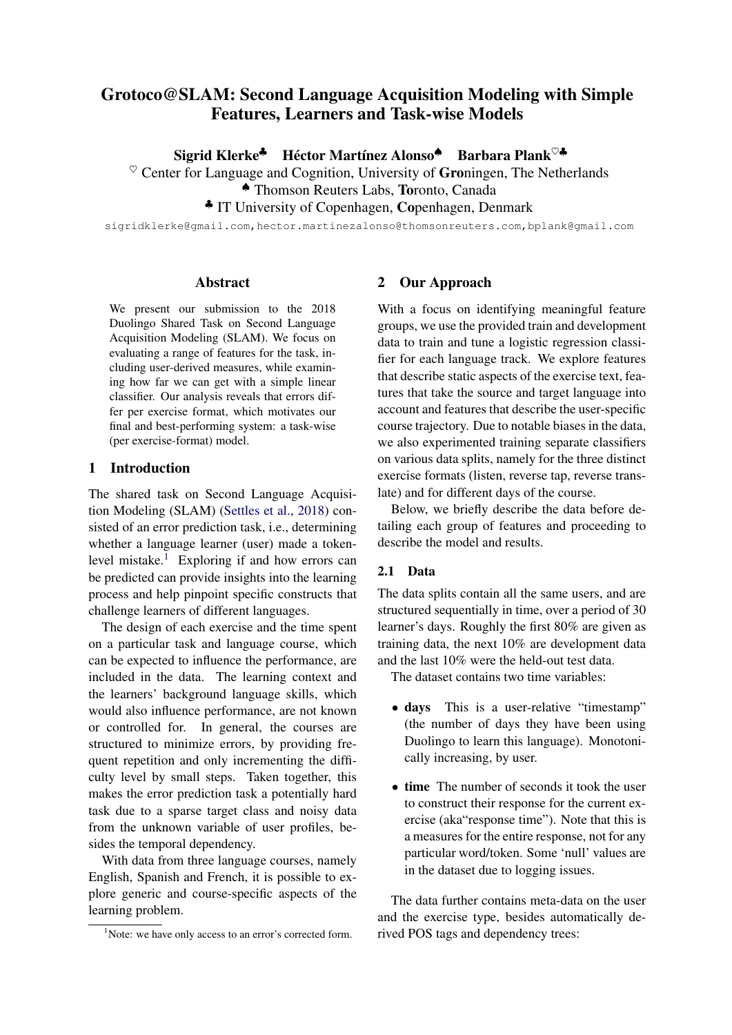# Grotoco@SLAM: Second Language Acquisition Modeling with Simple Features, Learners and Task-wise Models

**Sigrid Klerke**[♣] **Héctor Martínez Alonso**[♠] **Barbara Plank**[♡♣]

[♡] Center for Language and Cognition, University of **Gro**ningen, The Netherlands

[♠] Thomson Reuters Labs, **To**ronto, Canada

[♣] IT University of Copenhagen, **Co**penhagen, Denmark

sigridklerke@gmail.com, hector.martinezalonso@thomsonreuters.com, bplank@gmail.com

## Abstract

We present our submission to the 2018 Duolingo Shared Task on Second Language Acquisition Modeling (SLAM). We focus on evaluating a range of features for the task, including user-derived measures, while examining how far we can get with a simple linear classifier. Our analysis reveals that errors differ per exercise format, which motivates our final and best-performing system: a task-wise (per exercise-format) model.

## 1 Introduction

The shared task on Second Language Acquisition Modeling (SLAM) (Settles et al., 2018) consisted of an error prediction task, i.e., determining whether a language learner (user) made a token-level mistake.[1] Exploring if and how errors can be predicted can provide insights into the learning process and help pinpoint specific constructs that challenge learners of different languages.

The design of each exercise and the time spent on a particular task and language course, which can be expected to influence the performance, are included in the data. The learning context and the learners' background language skills, which would also influence performance, are not known or controlled for. In general, the courses are structured to minimize errors, by providing frequent repetition and only incrementing the difficulty level by small steps. Taken together, this makes the error prediction task a potentially hard task due to a sparse target class and noisy data from the unknown variable of user profiles, besides the temporal dependency.

With data from three language courses, namely English, Spanish and French, it is possible to explore generic and course-specific aspects of the learning problem.

[1]Note: we have only access to an error's corrected form.

## 2 Our Approach

With a focus on identifying meaningful feature groups, we use the provided train and development data to train and tune a logistic regression classifier for each language track. We explore features that describe static aspects of the exercise text, features that take the source and target language into account and features that describe the user-specific course trajectory. Due to notable biases in the data, we also experimented training separate classifiers on various data splits, namely for the three distinct exercise formats (listen, reverse tap, reverse translate) and for different days of the course.

Below, we briefly describe the data before detailing each group of features and proceeding to describe the model and results.

### 2.1 Data

The data splits contain all the same users, and are structured sequentially in time, over a period of 30 learner's days. Roughly the first 80% are given as training data, the next 10% are development data and the last 10% were the held-out test data.

The dataset contains two time variables:

- **days** This is a user-relative "timestamp" (the number of days they have been using Duolingo to learn this language). Monotonically increasing, by user.
- **time** The number of seconds it took the user to construct their response for the current exercise (aka"response time"). Note that this is a measures for the entire response, not for any particular word/token. Some 'null' values are in the dataset due to logging issues.

The data further contains meta-data on the user and the exercise type, besides automatically derived POS tags and dependency trees: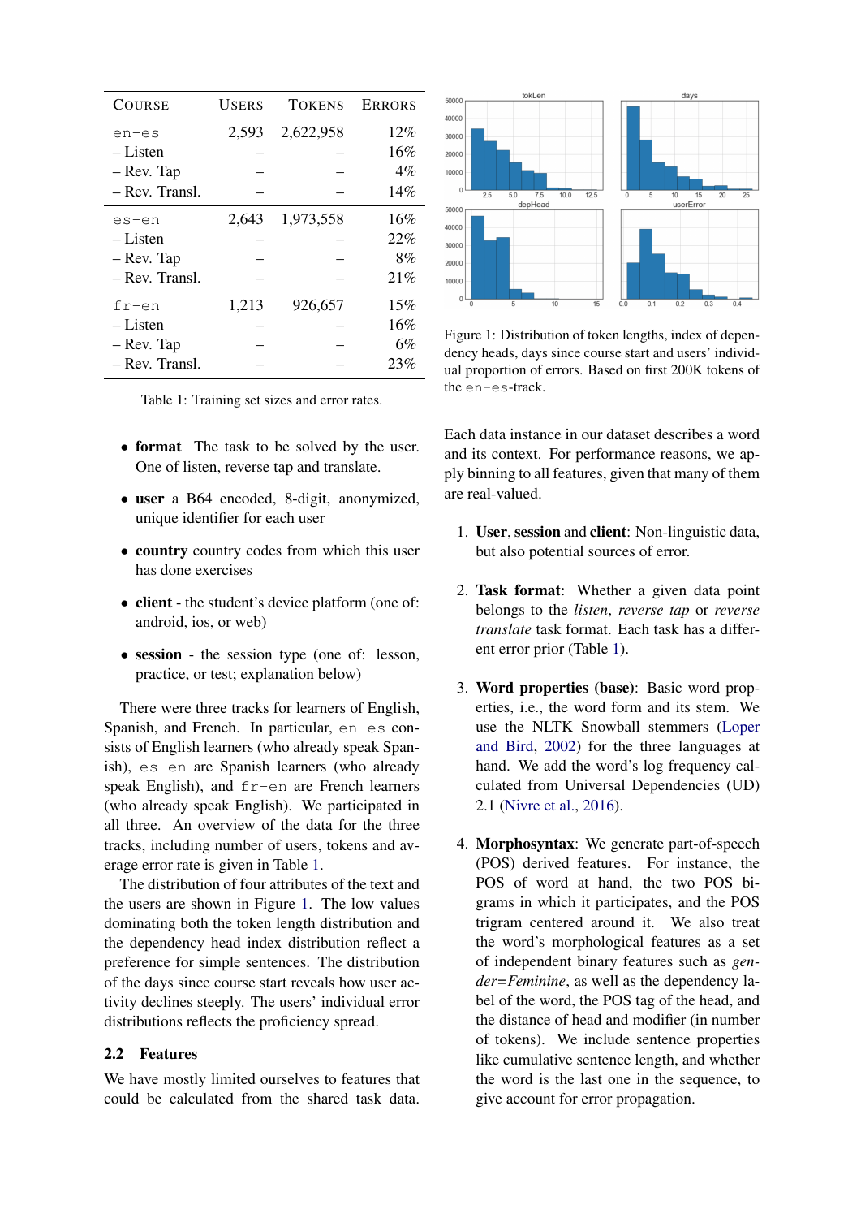| Course | Users | Tokens | Errors |
|---|---|---|---|
| en-es | 2,593 | 2,622,958 | 12% |
| – Listen | – | – | 16% |
| – Rev. Tap | – | – | 4% |
| – Rev. Transl. | – | – | 14% |
| es-en | 2,643 | 1,973,558 | 16% |
| – Listen | – | – | 22% |
| – Rev. Tap | – | – | 8% |
| – Rev. Transl. | – | – | 21% |
| fr-en | 1,213 | 926,657 | 15% |
| – Listen | – | – | 16% |
| – Rev. Tap | – | – | 6% |
| – Rev. Transl. | – | – | 23% |

Table 1: Training set sizes and error rates.

- **format** The task to be solved by the user. One of listen, reverse tap and translate.
- **user** a B64 encoded, 8-digit, anonymized, unique identifier for each user
- **country** country codes from which this user has done exercises
- **client** - the student's device platform (one of: android, ios, or web)
- **session** - the session type (one of: lesson, practice, or test; explanation below)

There were three tracks for learners of English, Spanish, and French. In particular, en-es consists of English learners (who already speak Spanish), es-en are Spanish learners (who already speak English), and fr-en are French learners (who already speak English). We participated in all three. An overview of the data for the three tracks, including number of users, tokens and average error rate is given in Table 1.

The distribution of four attributes of the text and the users are shown in Figure 1. The low values dominating both the token length distribution and the dependency head index distribution reflect a preference for simple sentences. The distribution of the days since course start reveals how user activity declines steeply. The users' individual error distributions reflects the proficiency spread.

## 2.2 Features

We have mostly limited ourselves to features that could be calculated from the shared task data.

Figure 1: Distribution of token lengths, index of dependency heads, days since course start and users' individual proportion of errors. Based on first 200K tokens of the en-es-track.

Each data instance in our dataset describes a word and its context. For performance reasons, we apply binning to all features, given that many of them are real-valued.

1. **User**, **session** and **client**: Non-linguistic data, but also potential sources of error.
2. **Task format**: Whether a given data point belongs to the *listen*, *reverse tap* or *reverse translate* task format. Each task has a different error prior (Table 1).
3. **Word properties (base)**: Basic word properties, i.e., the word form and its stem. We use the NLTK Snowball stemmers (Loper and Bird, 2002) for the three languages at hand. We add the word's log frequency calculated from Universal Dependencies (UD) 2.1 (Nivre et al., 2016).
4. **Morphosyntax**: We generate part-of-speech (POS) derived features. For instance, the POS of word at hand, the two POS bigrams in which it participates, and the POS trigram centered around it. We also treat the word's morphological features as a set of independent binary features such as *gender=Feminine*, as well as the dependency label of the word, the POS tag of the head, and the distance of head and modifier (in number of tokens). We include sentence properties like cumulative sentence length, and whether the word is the last one in the sequence, to give account for error propagation.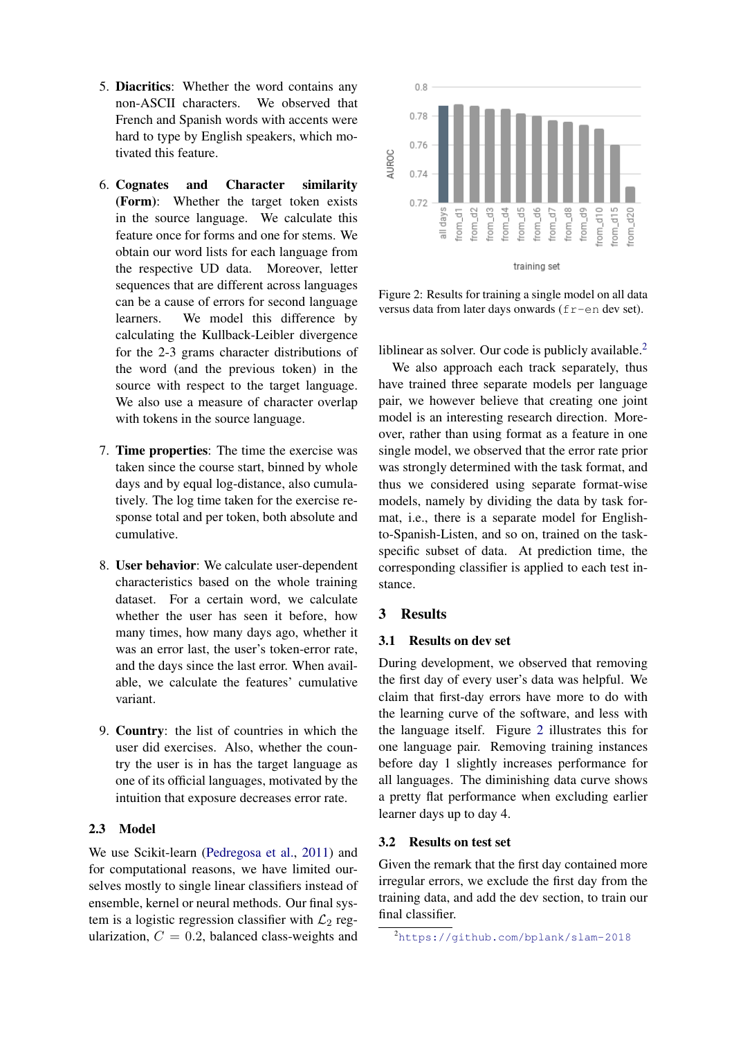5. **Diacritics**: Whether the word contains any non-ASCII characters. We observed that French and Spanish words with accents were hard to type by English speakers, which motivated this feature.

6. **Cognates and Character similarity (Form)**: Whether the target token exists in the source language. We calculate this feature once for forms and one for stems. We obtain our word lists for each language from the respective UD data. Moreover, letter sequences that are different across languages can be a cause of errors for second language learners. We model this difference by calculating the Kullback-Leibler divergence for the 2-3 grams character distributions of the word (and the previous token) in the source with respect to the target language. We also use a measure of character overlap with tokens in the source language.

7. **Time properties**: The time the exercise was taken since the course start, binned by whole days and by equal log-distance, also cumulatively. The log time taken for the exercise response total and per token, both absolute and cumulative.

8. **User behavior**: We calculate user-dependent characteristics based on the whole training dataset. For a certain word, we calculate whether the user has seen it before, how many times, how many days ago, whether it was an error last, the user's token-error rate, and the days since the last error. When available, we calculate the features' cumulative variant.

9. **Country**: the list of countries in which the user did exercises. Also, whether the country the user is in has the target language as one of its official languages, motivated by the intuition that exposure decreases error rate.

### 2.3 Model

We use Scikit-learn (Pedregosa et al., 2011) and for computational reasons, we have limited ourselves mostly to single linear classifiers instead of ensemble, kernel or neural methods. Our final system is a logistic regression classifier with $\mathcal{L}_2$ regularization, $C = 0.2$, balanced class-weights and liblinear as solver. Our code is publicly available.[2]

We also approach each track separately, thus have trained three separate models per language pair, we however believe that creating one joint model is an interesting research direction. Moreover, rather than using format as a feature in one single model, we observed that the error rate prior was strongly determined with the task format, and thus we considered using separate format-wise models, namely by dividing the data by task format, i.e., there is a separate model for English-to-Spanish-Listen, and so on, trained on the task-specific subset of data. At prediction time, the corresponding classifier is applied to each test instance.

Figure 2: Results for training a single model on all data versus data from later days onwards (fr-en dev set).

## 3 Results

### 3.1 Results on dev set

During development, we observed that removing the first day of every user's data was helpful. We claim that first-day errors have more to do with the learning curve of the software, and less with the language itself. Figure 2 illustrates this for one language pair. Removing training instances before day 1 slightly increases performance for all languages. The diminishing data curve shows a pretty flat performance when excluding earlier learner days up to day 4.

### 3.2 Results on test set

Given the remark that the first day contained more irregular errors, we exclude the first day from the training data, and add the dev section, to train our final classifier.

[2] https://github.com/bplank/slam-2018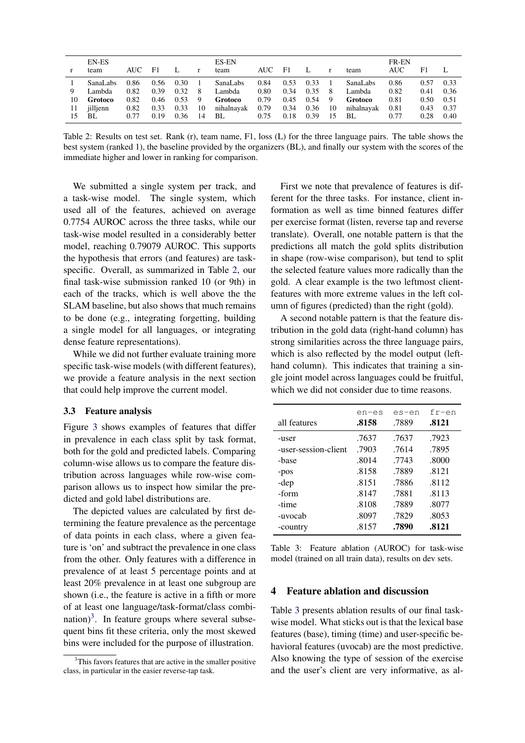| r | EN-ES team | AUC | F1 | L | r | ES-EN team | AUC | F1 | L | r | team | FR-EN AUC | F1 | L |
|---|---|---|---|---|---|---|---|---|---|---|---|---|---|---|
| 1 | SanaLabs | 0.86 | 0.56 | 0.30 | 1 | SanaLabs | 0.84 | 0.53 | 0.33 | 1 | SanaLabs | 0.86 | 0.57 | 0.33 |
| 9 | Lambda | 0.82 | 0.39 | 0.32 | 8 | Lambda | 0.80 | 0.34 | 0.35 | 8 | Lambda | 0.82 | 0.41 | 0.36 |
| 10 | **Grotoco** | 0.82 | 0.46 | 0.53 | 9 | **Grotoco** | 0.79 | 0.45 | 0.54 | 9 | **Grotoco** | 0.81 | 0.50 | 0.51 |
| 11 | jilljenn | 0.82 | 0.33 | 0.33 | 10 | nihalnayak | 0.79 | 0.34 | 0.36 | 10 | nihalnayak | 0.81 | 0.43 | 0.37 |
| 15 | BL | 0.77 | 0.19 | 0.36 | 14 | BL | 0.75 | 0.18 | 0.39 | 15 | BL | 0.77 | 0.28 | 0.40 |

Table 2: Results on test set. Rank (r), team name, F1, loss (L) for the three language pairs. The table shows the best system (ranked 1), the baseline provided by the organizers (BL), and finally our system with the scores of the immediate higher and lower in ranking for comparison.

We submitted a single system per track, and a task-wise model. The single system, which used all of the features, achieved on average 0.7754 AUROC across the three tasks, while our task-wise model resulted in a considerably better model, reaching 0.79079 AUROC. This supports the hypothesis that errors (and features) are task-specific. Overall, as summarized in Table 2, our final task-wise submission ranked 10 (or 9th) in each of the tracks, which is well above the the SLAM baseline, but also shows that much remains to be done (e.g., integrating forgetting, building a single model for all languages, or integrating dense feature representations).

While we did not further evaluate training more specific task-wise models (with different features), we provide a feature analysis in the next section that could help improve the current model.

### 3.3 Feature analysis

Figure 3 shows examples of features that differ in prevalence in each class split by task format, both for the gold and predicted labels. Comparing column-wise allows us to compare the feature distribution across languages while row-wise comparison allows us to inspect how similar the predicted and gold label distributions are.

The depicted values are calculated by first determining the feature prevalence as the percentage of data points in each class, where a given feature is 'on' and subtract the prevalence in one class from the other. Only features with a difference in prevalence of at least 5 percentage points and at least 20% prevalence in at least one subgroup are shown (i.e., the feature is active in a fifth or more of at least one language/task-format/class combination)[3]. In feature groups where several subsequent bins fit these criteria, only the most skewed bins were included for the purpose of illustration.

[3] This favors features that are active in the smaller positive class, in particular in the easier reverse-tap task.

First we note that prevalence of features is different for the three tasks. For instance, client information as well as time binned features differ per exercise format (listen, reverse tap and reverse translate). Overall, one notable pattern is that the predictions all match the gold splits distribution in shape (row-wise comparison), but tend to split the selected feature values more radically than the gold. A clear example is the two leftmost client-features with more extreme values in the left column of figures (predicted) than the right (gold).

A second notable pattern is that the feature distribution in the gold data (right-hand column) has strong similarities across the three language pairs, which is also reflected by the model output (left-hand column). This indicates that training a single joint model across languages could be fruitful, which we did not consider due to time reasons.

| all features | en-es **.8158** | es-en .7889 | fr-en **.8121** |
|---|---|---|---|
| -user | .7637 | .7637 | .7923 |
| -user-session-client | .7903 | .7614 | .7895 |
| -base | .8014 | .7743 | .8000 |
| -pos | .8158 | .7889 | .8121 |
| -dep | .8151 | .7886 | .8112 |
| -form | .8147 | .7881 | .8113 |
| -time | .8108 | .7889 | .8077 |
| -uvocab | .8097 | .7829 | .8053 |
| -country | .8157 | **.7890** | **.8121** |

Table 3: Feature ablation (AUROC) for task-wise model (trained on all train data), results on dev sets.

## 4 Feature ablation and discussion

Table 3 presents ablation results of our final task-wise model. What sticks out is that the lexical base features (base), timing (time) and user-specific behavioral features (uvocab) are the most predictive. Also knowing the type of session of the exercise and the user's client are very informative, as al-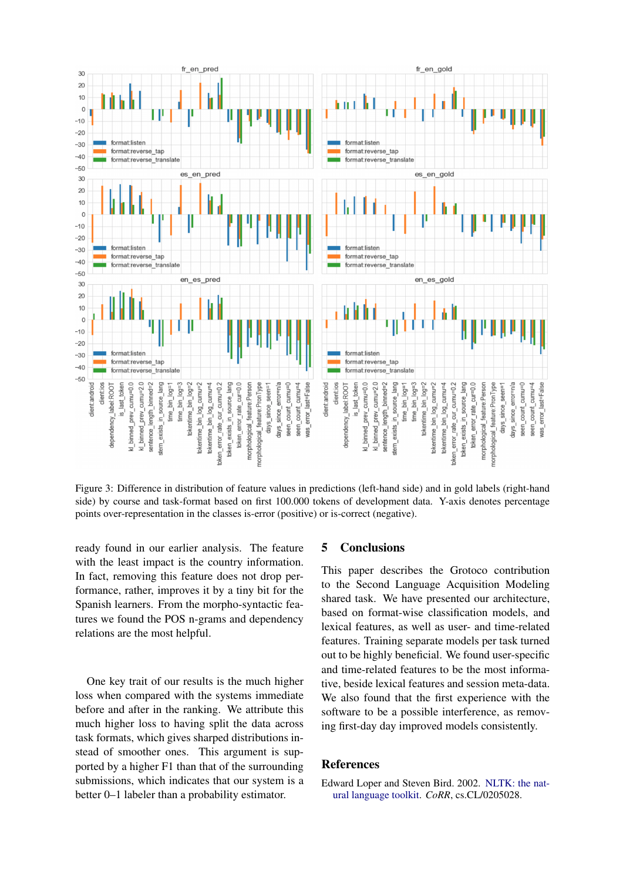Figure 3: Difference in distribution of feature values in predictions (left-hand side) and in gold labels (right-hand side) by course and task-format based on first 100.000 tokens of development data. Y-axis denotes percentage points over-representation in the classes is-error (positive) or is-correct (negative).

ready found in our earlier analysis. The feature with the least impact is the country information. In fact, removing this feature does not drop performance, rather, improves it by a tiny bit for the Spanish learners. From the morpho-syntactic features we found the POS n-grams and dependency relations are the most helpful.

One key trait of our results is the much higher loss when compared with the systems immediate before and after in the ranking. We attribute this much higher loss to having split the data across task formats, which gives sharped distributions instead of smoother ones. This argument is supported by a higher F1 than that of the surrounding submissions, which indicates that our system is a better 0–1 labeler than a probability estimator.

## 5 Conclusions

This paper describes the Grotoco contribution to the Second Language Acquisition Modeling shared task. We have presented our architecture, based on format-wise classification models, and lexical features, as well as user- and time-related features. Training separate models per task turned out to be highly beneficial. We found user-specific and time-related features to be the most informative, beside lexical features and session meta-data. We also found that the first experience with the software to be a possible interference, as removing first-day day improved models consistently.

## References

Edward Loper and Steven Bird. 2002. NLTK: the natural language toolkit. *CoRR*, cs.CL/0205028.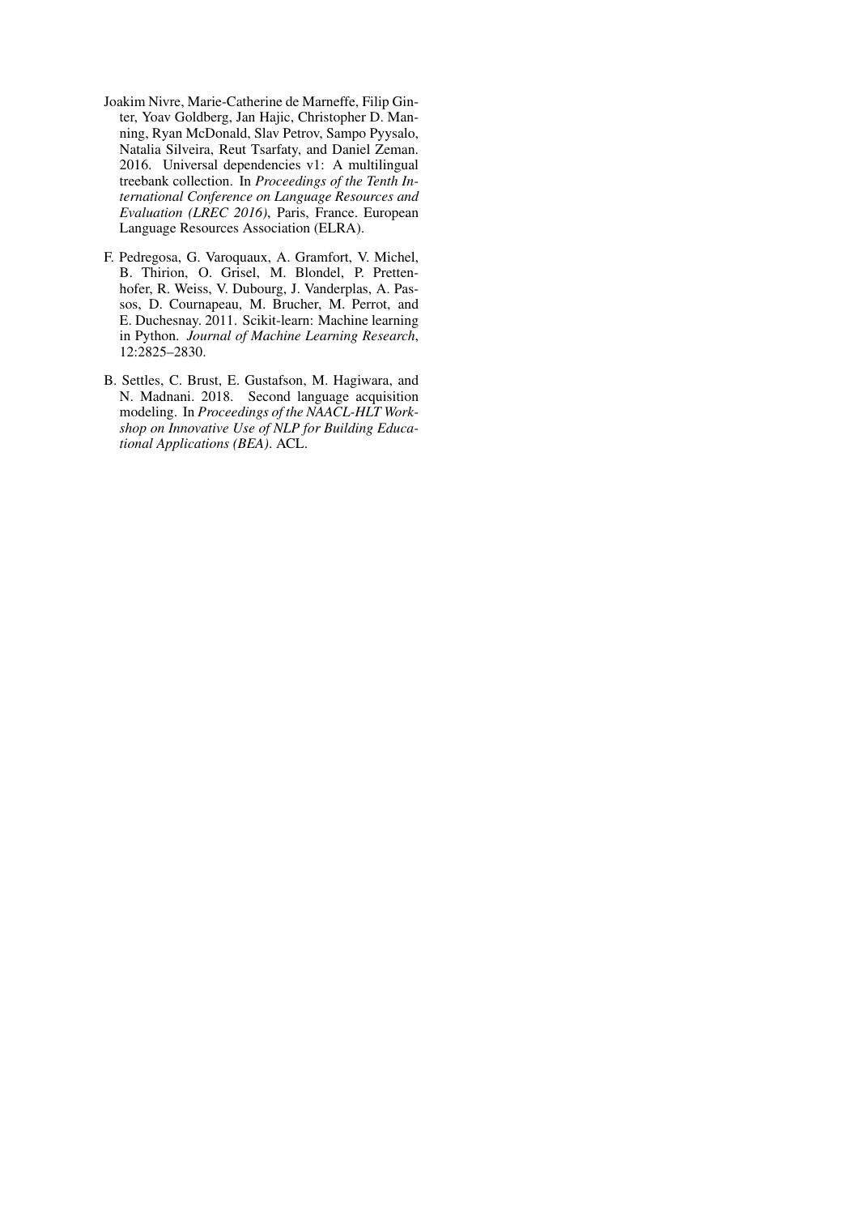Joakim Nivre, Marie-Catherine de Marneffe, Filip Ginter, Yoav Goldberg, Jan Hajic, Christopher D. Manning, Ryan McDonald, Slav Petrov, Sampo Pyysalo, Natalia Silveira, Reut Tsarfaty, and Daniel Zeman. 2016. Universal dependencies v1: A multilingual treebank collection. In *Proceedings of the Tenth International Conference on Language Resources and Evaluation (LREC 2016)*, Paris, France. European Language Resources Association (ELRA).

F. Pedregosa, G. Varoquaux, A. Gramfort, V. Michel, B. Thirion, O. Grisel, M. Blondel, P. Prettenhofer, R. Weiss, V. Dubourg, J. Vanderplas, A. Passos, D. Cournapeau, M. Brucher, M. Perrot, and E. Duchesnay. 2011. Scikit-learn: Machine learning in Python. *Journal of Machine Learning Research*, 12:2825–2830.

B. Settles, C. Brust, E. Gustafson, M. Hagiwara, and N. Madnani. 2018. Second language acquisition modeling. In *Proceedings of the NAACL-HLT Workshop on Innovative Use of NLP for Building Educational Applications (BEA)*. ACL.